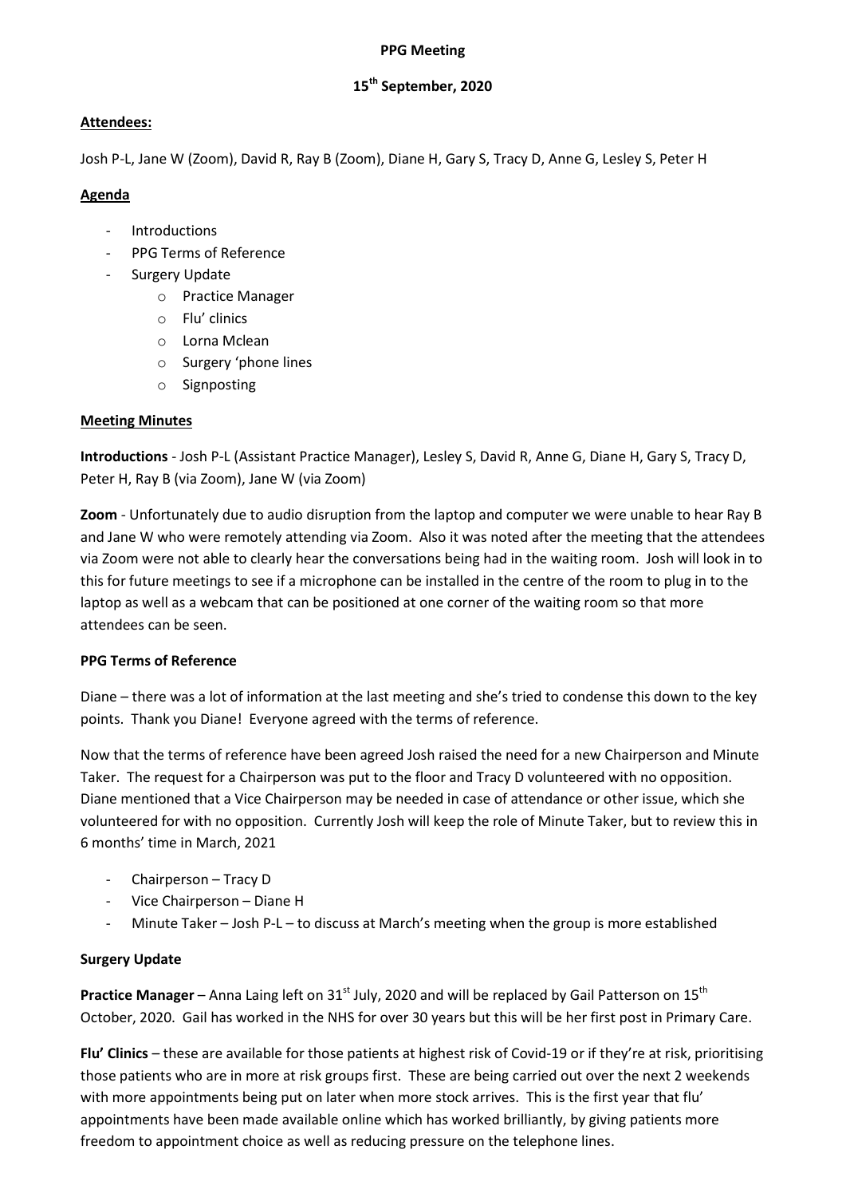**PPG Meeting**

**15th September, 2020**

**Attendees:**

Josh P-L, Jane W (Zoom), David R, Ray B (Zoom), Diane H, Gary S, Tracy D, Anne G, Lesley S, Peter H

**Agenda**

- Introductions
- PPG Terms of Reference
- Surgery Update
  - Practice Manager
  - Flu' clinics
  - Lorna Mclean
  - Surgery 'phone lines
  - Signposting

**Meeting Minutes**

**Introductions** - Josh P-L (Assistant Practice Manager), Lesley S, David R, Anne G, Diane H, Gary S, Tracy D, Peter H, Ray B (via Zoom), Jane W (via Zoom)

**Zoom** - Unfortunately due to audio disruption from the laptop and computer we were unable to hear Ray B and Jane W who were remotely attending via Zoom. Also it was noted after the meeting that the attendees via Zoom were not able to clearly hear the conversations being had in the waiting room. Josh will look in to this for future meetings to see if a microphone can be installed in the centre of the room to plug in to the laptop as well as a webcam that can be positioned at one corner of the waiting room so that more attendees can be seen.

**PPG Terms of Reference**

Diane – there was a lot of information at the last meeting and she's tried to condense this down to the key points. Thank you Diane! Everyone agreed with the terms of reference.

Now that the terms of reference have been agreed Josh raised the need for a new Chairperson and Minute Taker. The request for a Chairperson was put to the floor and Tracy D volunteered with no opposition. Diane mentioned that a Vice Chairperson may be needed in case of attendance or other issue, which she volunteered for with no opposition. Currently Josh will keep the role of Minute Taker, but to review this in 6 months' time in March, 2021

- Chairperson – Tracy D
- Vice Chairperson – Diane H
- Minute Taker – Josh P-L – to discuss at March's meeting when the group is more established

**Surgery Update**

**Practice Manager** – Anna Laing left on 31st July, 2020 and will be replaced by Gail Patterson on 15th October, 2020. Gail has worked in the NHS for over 30 years but this will be her first post in Primary Care.

**Flu' Clinics** – these are available for those patients at highest risk of Covid-19 or if they're at risk, prioritising those patients who are in more at risk groups first. These are being carried out over the next 2 weekends with more appointments being put on later when more stock arrives. This is the first year that flu' appointments have been made available online which has worked brilliantly, by giving patients more freedom to appointment choice as well as reducing pressure on the telephone lines.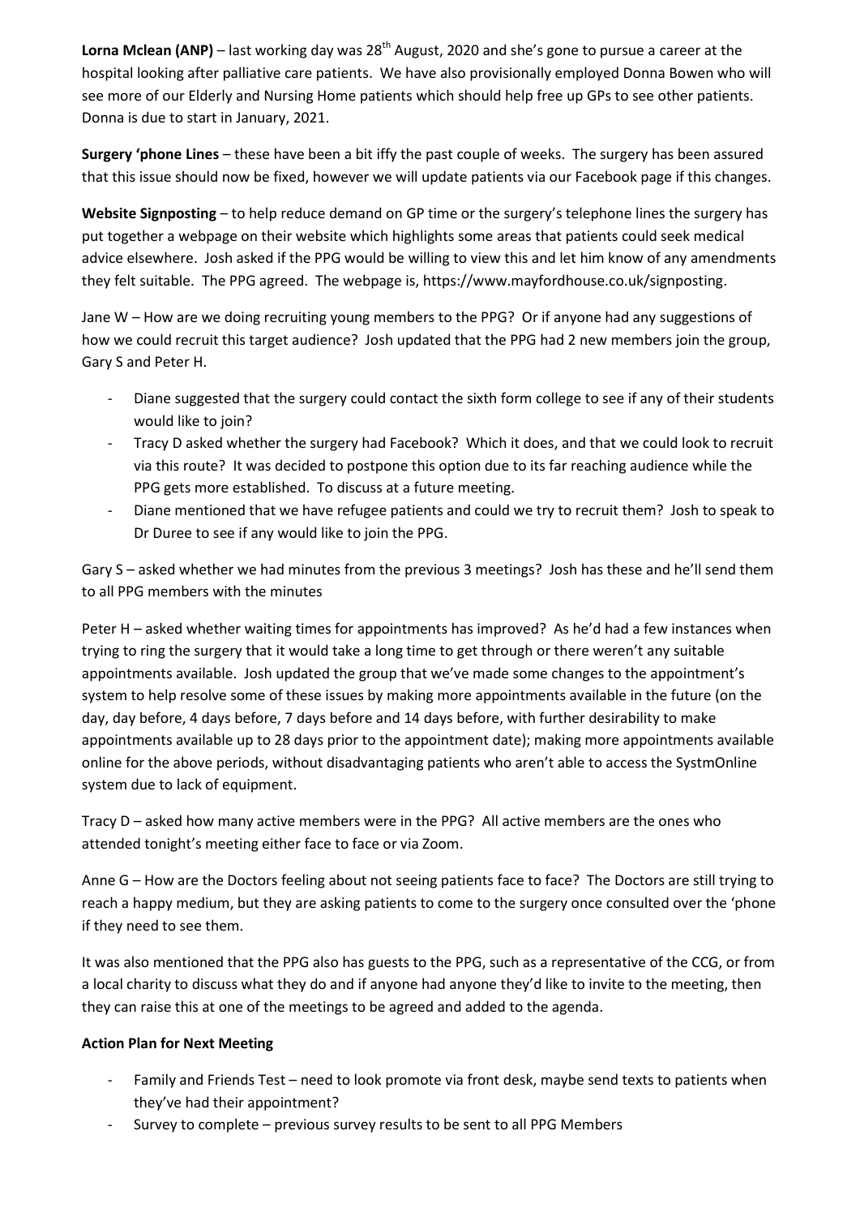**Lorna Mclean (ANP)** – last working day was 28th August, 2020 and she's gone to pursue a career at the hospital looking after palliative care patients. We have also provisionally employed Donna Bowen who will see more of our Elderly and Nursing Home patients which should help free up GPs to see other patients. Donna is due to start in January, 2021.

**Surgery 'phone Lines** – these have been a bit iffy the past couple of weeks. The surgery has been assured that this issue should now be fixed, however we will update patients via our Facebook page if this changes.

**Website Signposting** – to help reduce demand on GP time or the surgery's telephone lines the surgery has put together a webpage on their website which highlights some areas that patients could seek medical advice elsewhere. Josh asked if the PPG would be willing to view this and let him know of any amendments they felt suitable. The PPG agreed. The webpage is, https://www.mayfordhouse.co.uk/signposting.

Jane W – How are we doing recruiting young members to the PPG? Or if anyone had any suggestions of how we could recruit this target audience? Josh updated that the PPG had 2 new members join the group, Gary S and Peter H.

- Diane suggested that the surgery could contact the sixth form college to see if any of their students would like to join?
- Tracy D asked whether the surgery had Facebook? Which it does, and that we could look to recruit via this route? It was decided to postpone this option due to its far reaching audience while the PPG gets more established. To discuss at a future meeting.
- Diane mentioned that we have refugee patients and could we try to recruit them? Josh to speak to Dr Duree to see if any would like to join the PPG.

Gary S – asked whether we had minutes from the previous 3 meetings? Josh has these and he'll send them to all PPG members with the minutes

Peter H – asked whether waiting times for appointments has improved? As he'd had a few instances when trying to ring the surgery that it would take a long time to get through or there weren't any suitable appointments available. Josh updated the group that we've made some changes to the appointment's system to help resolve some of these issues by making more appointments available in the future (on the day, day before, 4 days before, 7 days before and 14 days before, with further desirability to make appointments available up to 28 days prior to the appointment date); making more appointments available online for the above periods, without disadvantaging patients who aren't able to access the SystmOnline system due to lack of equipment.

Tracy D – asked how many active members were in the PPG? All active members are the ones who attended tonight's meeting either face to face or via Zoom.

Anne G – How are the Doctors feeling about not seeing patients face to face? The Doctors are still trying to reach a happy medium, but they are asking patients to come to the surgery once consulted over the 'phone if they need to see them.

It was also mentioned that the PPG also has guests to the PPG, such as a representative of the CCG, or from a local charity to discuss what they do and if anyone had anyone they'd like to invite to the meeting, then they can raise this at one of the meetings to be agreed and added to the agenda.

**Action Plan for Next Meeting**

- Family and Friends Test – need to look promote via front desk, maybe send texts to patients when they've had their appointment?
- Survey to complete – previous survey results to be sent to all PPG Members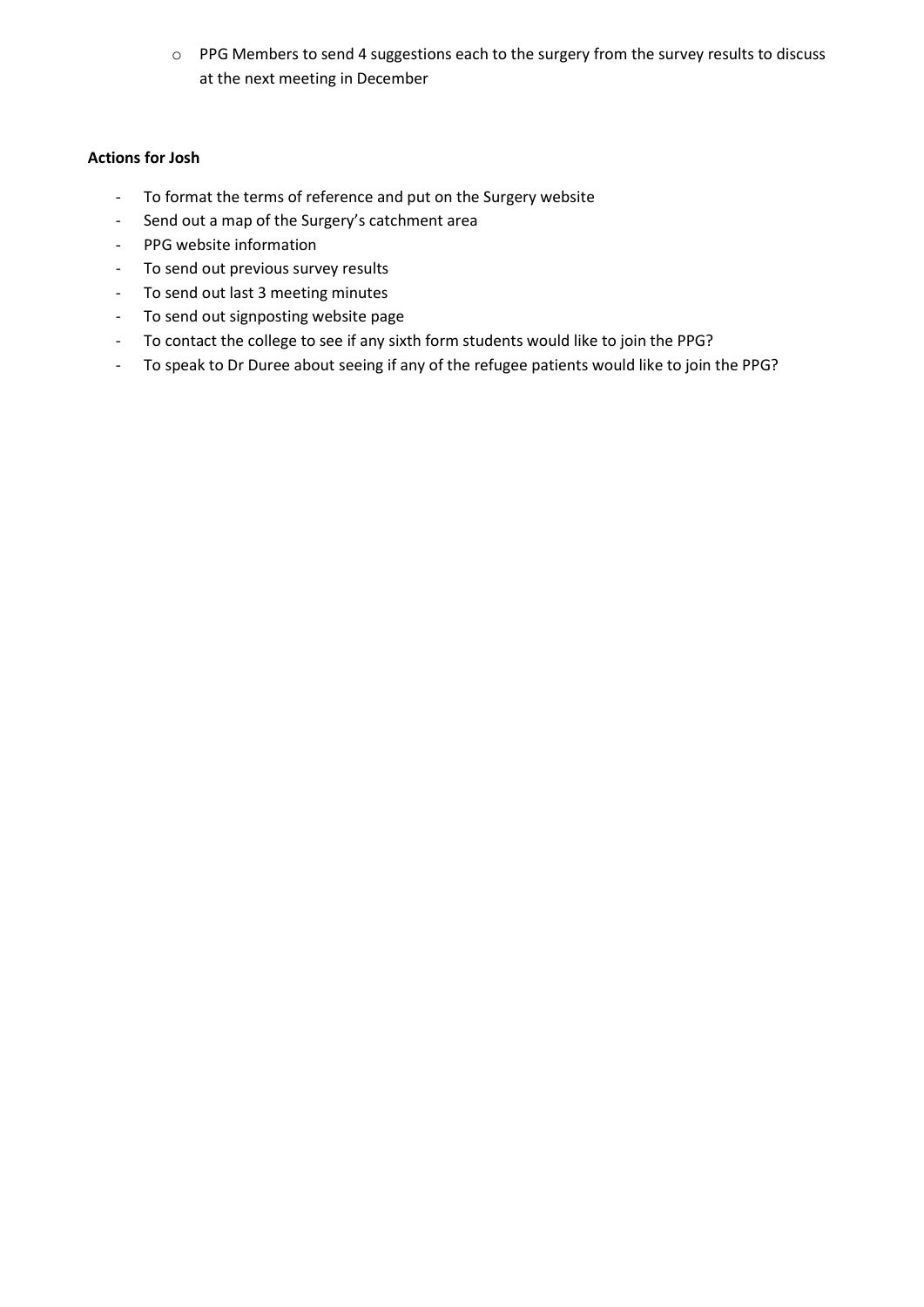- PPG Members to send 4 suggestions each to the surgery from the survey results to discuss at the next meeting in December

**Actions for Josh**

- To format the terms of reference and put on the Surgery website
- Send out a map of the Surgery's catchment area
- PPG website information
- To send out previous survey results
- To send out last 3 meeting minutes
- To send out signposting website page
- To contact the college to see if any sixth form students would like to join the PPG?
- To speak to Dr Duree about seeing if any of the refugee patients would like to join the PPG?